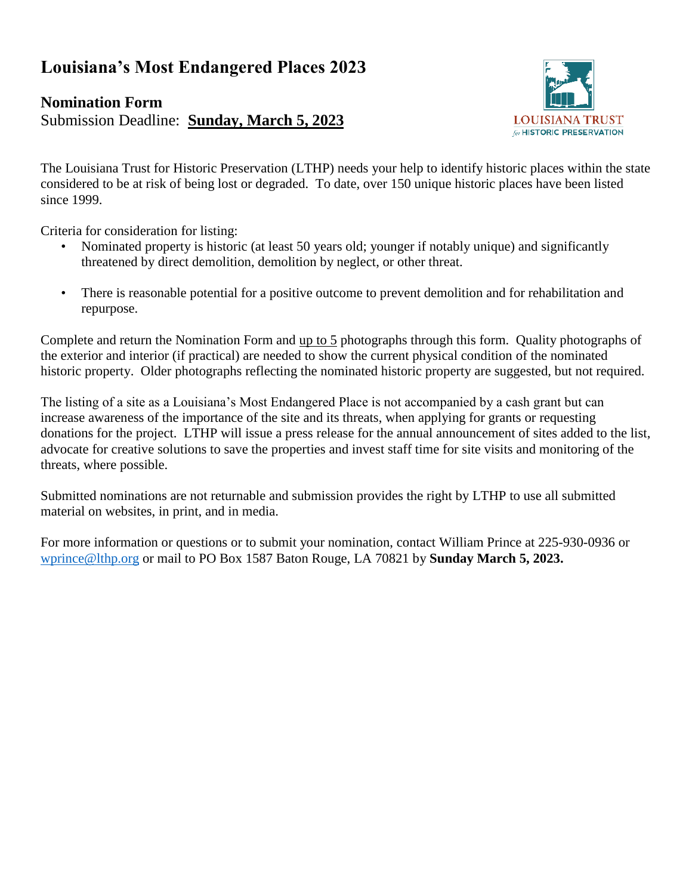# Louisiana's Most Endangered Places 2023

## Nomination Form

Submission Deadline: **Sunday, March 5, 2023**

LOUISIANA TRUST for HISTORIC PRESERVATION

The Louisiana Trust for Historic Preservation (LTHP) needs your help to identify historic places within the state considered to be at risk of being lost or degraded. To date, over 150 unique historic places have been listed since 1999.

Criteria for consideration for listing:

- Nominated property is historic (at least 50 years old; younger if notably unique) and significantly threatened by direct demolition, demolition by neglect, or other threat.
- There is reasonable potential for a positive outcome to prevent demolition and for rehabilitation and repurpose.

Complete and return the Nomination Form and up to 5 photographs through this form. Quality photographs of the exterior and interior (if practical) are needed to show the current physical condition of the nominated historic property. Older photographs reflecting the nominated historic property are suggested, but not required.

The listing of a site as a Louisiana's Most Endangered Place is not accompanied by a cash grant but can increase awareness of the importance of the site and its threats, when applying for grants or requesting donations for the project. LTHP will issue a press release for the annual announcement of sites added to the list, advocate for creative solutions to save the properties and invest staff time for site visits and monitoring of the threats, where possible.

Submitted nominations are not returnable and submission provides the right by LTHP to use all submitted material on websites, in print, and in media.

For more information or questions or to submit your nomination, contact William Prince at 225-930-0936 or wprince@lthp.org or mail to PO Box 1587 Baton Rouge, LA 70821 by **Sunday March 5, 2023.**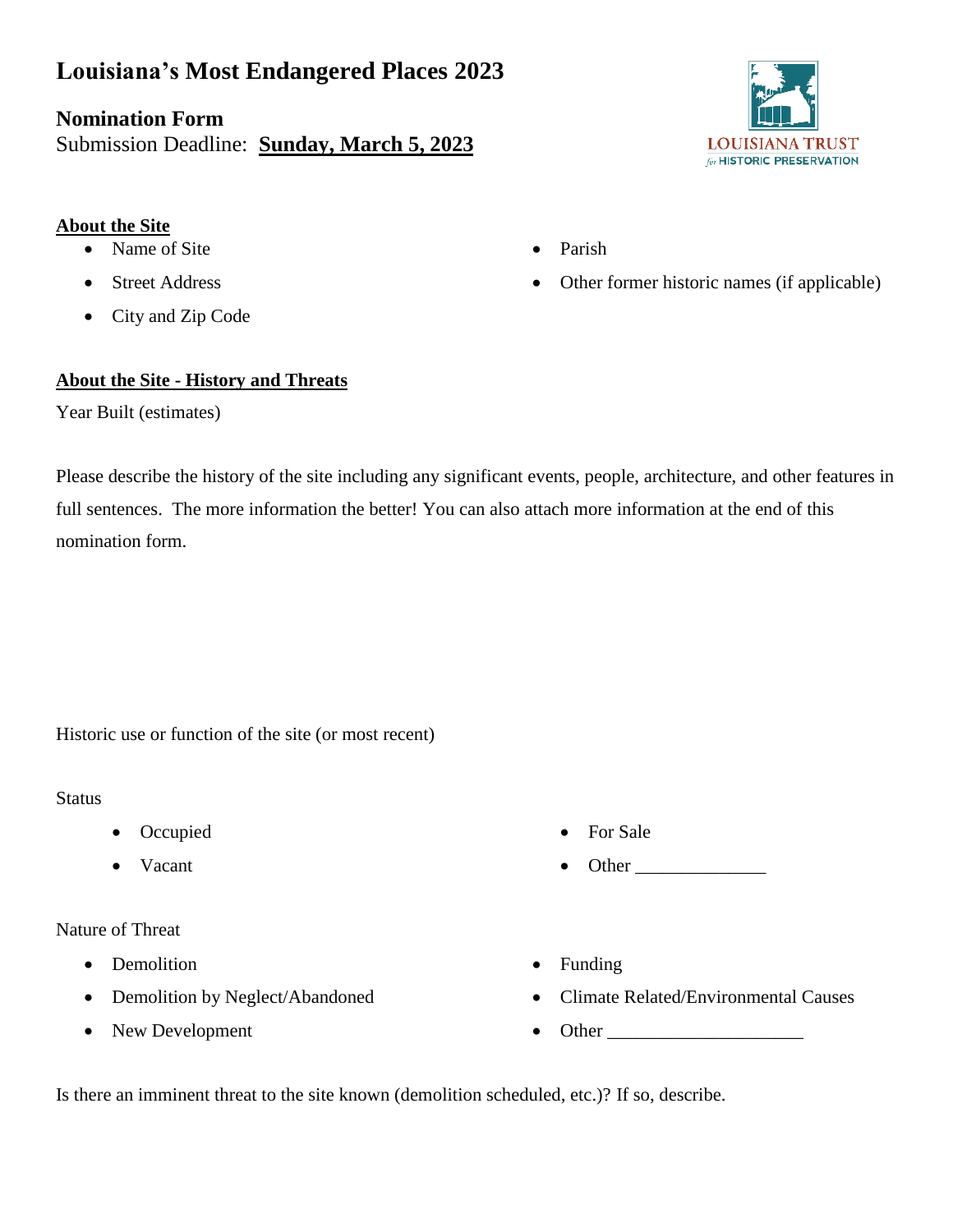# Louisiana's Most Endangered Places 2023

**Nomination Form**

Submission Deadline: **Sunday, March 5, 2023**

LOUISIANA TRUST *for* HISTORIC PRESERVATION

**About the Site**

- Name of Site
- Street Address
- City and Zip Code
- Parish
- Other former historic names (if applicable)

**About the Site - History and Threats**

Year Built (estimates)

Please describe the history of the site including any significant events, people, architecture, and other features in full sentences. The more information the better! You can also attach more information at the end of this nomination form.

Historic use or function of the site (or most recent)

Status

- Occupied
- Vacant
- For Sale
- Other ______________

Nature of Threat

- Demolition
- Demolition by Neglect/Abandoned
- New Development
- Funding
- Climate Related/Environmental Causes
- Other ____________________

Is there an imminent threat to the site known (demolition scheduled, etc.)? If so, describe.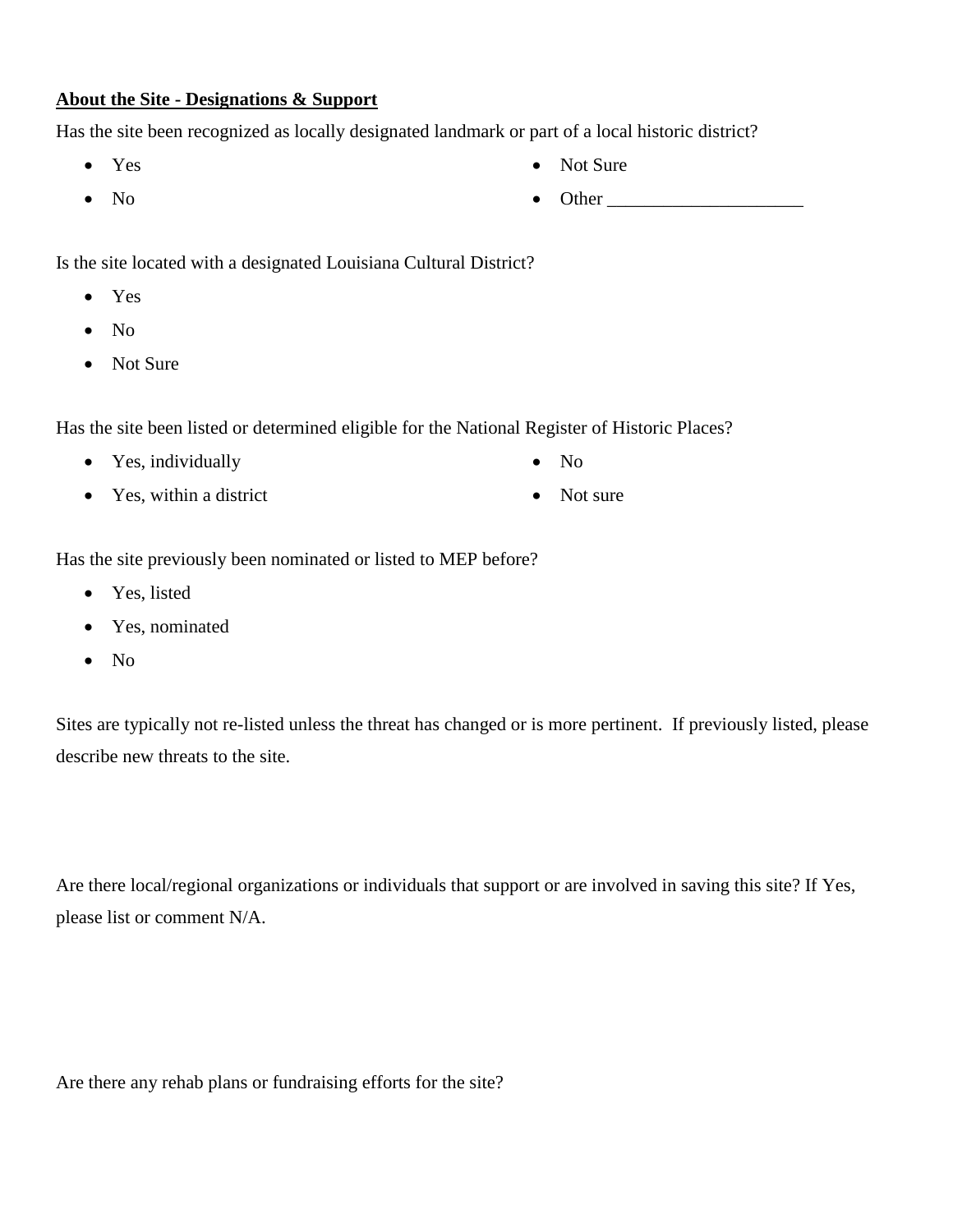**About the Site - Designations & Support**

Has the site been recognized as locally designated landmark or part of a local historic district?

- Yes
- No
- Not Sure
- Other _____________________

Is the site located with a designated Louisiana Cultural District?

- Yes
- No
- Not Sure

Has the site been listed or determined eligible for the National Register of Historic Places?

- Yes, individually
- Yes, within a district
- No
- Not sure

Has the site previously been nominated or listed to MEP before?

- Yes, listed
- Yes, nominated
- No

Sites are typically not re-listed unless the threat has changed or is more pertinent. If previously listed, please describe new threats to the site.

Are there local/regional organizations or individuals that support or are involved in saving this site? If Yes, please list or comment N/A.

Are there any rehab plans or fundraising efforts for the site?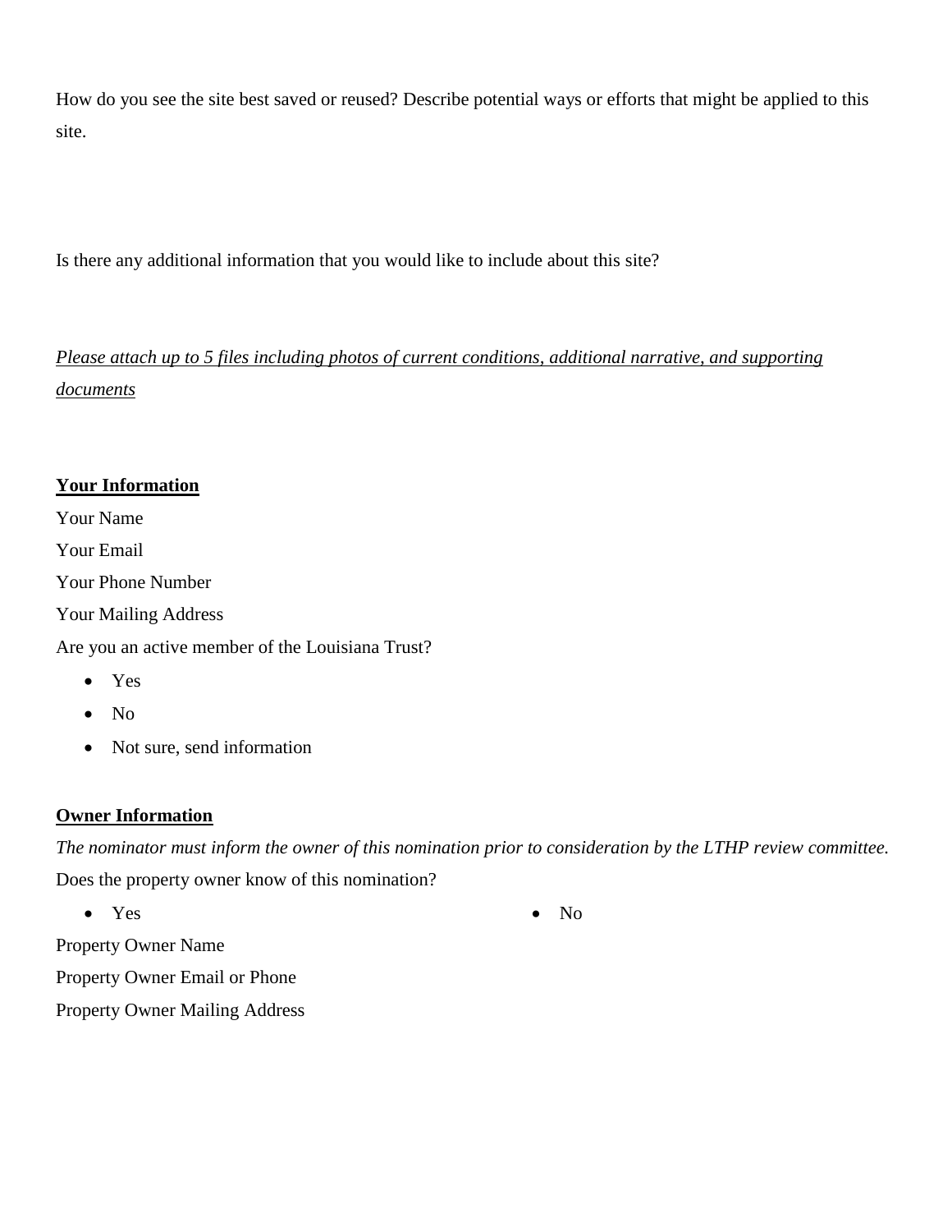How do you see the site best saved or reused? Describe potential ways or efforts that might be applied to this site.

Is there any additional information that you would like to include about this site?

*Please attach up to 5 files including photos of current conditions, additional narrative, and supporting documents*

**Your Information**

Your Name

Your Email

Your Phone Number

Your Mailing Address

Are you an active member of the Louisiana Trust?

- Yes
- No
- Not sure, send information

**Owner Information**

*The nominator must inform the owner of this nomination prior to consideration by the LTHP review committee.*

Does the property owner know of this nomination?

- Yes
- No

Property Owner Name

Property Owner Email or Phone

Property Owner Mailing Address